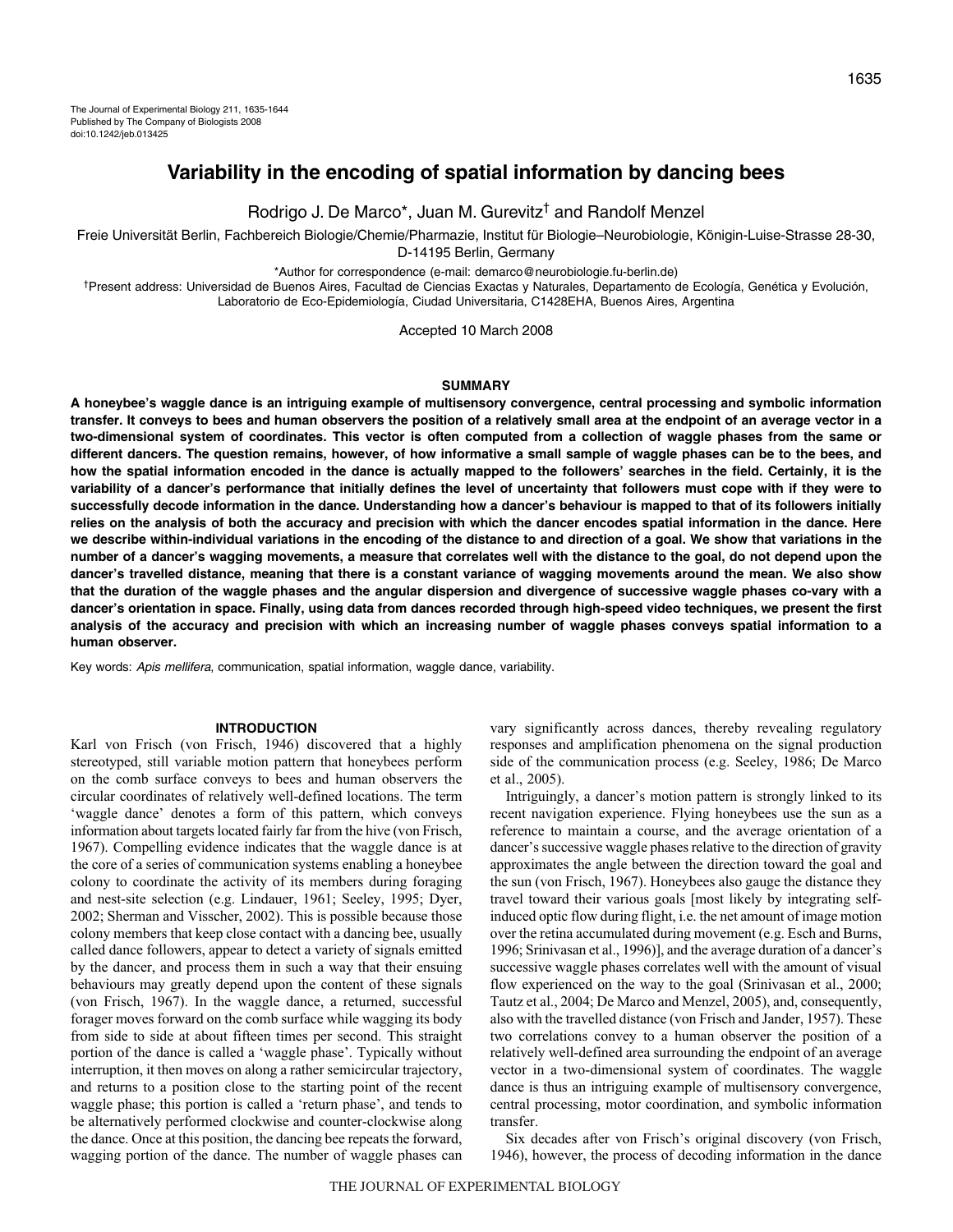# Variability in the encoding of spatial information by dancing bees

Rodrigo J. De Marco*, Juan M. Gurevitz[†] and Randolf Menzel

Freie Universität Berlin, Fachbereich Biologie/Chemie/Pharmazie, Institut für Biologie–Neurobiologie, Königin-Luise-Strasse 28-30, D-14195 Berlin, Germany

*Author for correspondence (e-mail: demarco@neurobiologie.fu-berlin.de)

[†]Present address: Universidad de Buenos Aires, Facultad de Ciencias Exactas y Naturales, Departamento de Ecología, Genética y Evolución, Laboratorio de Eco-Epidemiología, Ciudad Universitaria, C1428EHA, Buenos Aires, Argentina

Accepted 10 March 2008

## SUMMARY

**A honeybee's waggle dance is an intriguing example of multisensory convergence, central processing and symbolic information transfer. It conveys to bees and human observers the position of a relatively small area at the endpoint of an average vector in a two-dimensional system of coordinates. This vector is often computed from a collection of waggle phases from the same or different dancers. The question remains, however, of how informative a small sample of waggle phases can be to the bees, and how the spatial information encoded in the dance is actually mapped to the followers' searches in the field. Certainly, it is the variability of a dancer's performance that initially defines the level of uncertainty that followers must cope with if they were to successfully decode information in the dance. Understanding how a dancer's behaviour is mapped to that of its followers initially relies on the analysis of both the accuracy and precision with which the dancer encodes spatial information in the dance. Here we describe within-individual variations in the encoding of the distance to and direction of a goal. We show that variations in the number of a dancer's wagging movements, a measure that correlates well with the distance to the goal, do not depend upon the dancer's travelled distance, meaning that there is a constant variance of wagging movements around the mean. We also show that the duration of the waggle phases and the angular dispersion and divergence of successive waggle phases co-vary with a dancer's orientation in space. Finally, using data from dances recorded through high-speed video techniques, we present the first analysis of the accuracy and precision with which an increasing number of waggle phases conveys spatial information to a human observer.**

Key words: *Apis mellifera*, communication, spatial information, waggle dance, variability.

## INTRODUCTION

Karl von Frisch (von Frisch, 1946) discovered that a highly stereotyped, still variable motion pattern that honeybees perform on the comb surface conveys to bees and human observers the circular coordinates of relatively well-defined locations. The term 'waggle dance' denotes a form of this pattern, which conveys information about targets located fairly far from the hive (von Frisch, 1967). Compelling evidence indicates that the waggle dance is at the core of a series of communication systems enabling a honeybee colony to coordinate the activity of its members during foraging and nest-site selection (e.g. Lindauer, 1961; Seeley, 1995; Dyer, 2002; Sherman and Visscher, 2002). This is possible because those colony members that keep close contact with a dancing bee, usually called dance followers, appear to detect a variety of signals emitted by the dancer, and process them in such a way that their ensuing behaviours may greatly depend upon the content of these signals (von Frisch, 1967). In the waggle dance, a returned, successful forager moves forward on the comb surface while wagging its body from side to side at about fifteen times per second. This straight portion of the dance is called a 'waggle phase'. Typically without interruption, it then moves on along a rather semicircular trajectory, and returns to a position close to the starting point of the recent waggle phase; this portion is called a 'return phase', and tends to be alternatively performed clockwise and counter-clockwise along the dance. Once at this position, the dancing bee repeats the forward, wagging portion of the dance. The number of waggle phases can vary significantly across dances, thereby revealing regulatory responses and amplification phenomena on the signal production side of the communication process (e.g. Seeley, 1986; De Marco et al., 2005).

Intriguingly, a dancer's motion pattern is strongly linked to its recent navigation experience. Flying honeybees use the sun as a reference to maintain a course, and the average orientation of a dancer's successive waggle phases relative to the direction of gravity approximates the angle between the direction toward the goal and the sun (von Frisch, 1967). Honeybees also gauge the distance they travel toward their various goals [most likely by integrating self-induced optic flow during flight, i.e. the net amount of image motion over the retina accumulated during movement (e.g. Esch and Burns, 1996; Srinivasan et al., 1996)], and the average duration of a dancer's successive waggle phases correlates well with the amount of visual flow experienced on the way to the goal (Srinivasan et al., 2000; Tautz et al., 2004; De Marco and Menzel, 2005), and, consequently, also with the travelled distance (von Frisch and Jander, 1957). These two correlations convey to a human observer the position of a relatively well-defined area surrounding the endpoint of an average vector in a two-dimensional system of coordinates. The waggle dance is thus an intriguing example of multisensory convergence, central processing, motor coordination, and symbolic information transfer.

Six decades after von Frisch's original discovery (von Frisch, 1946), however, the process of decoding information in the dance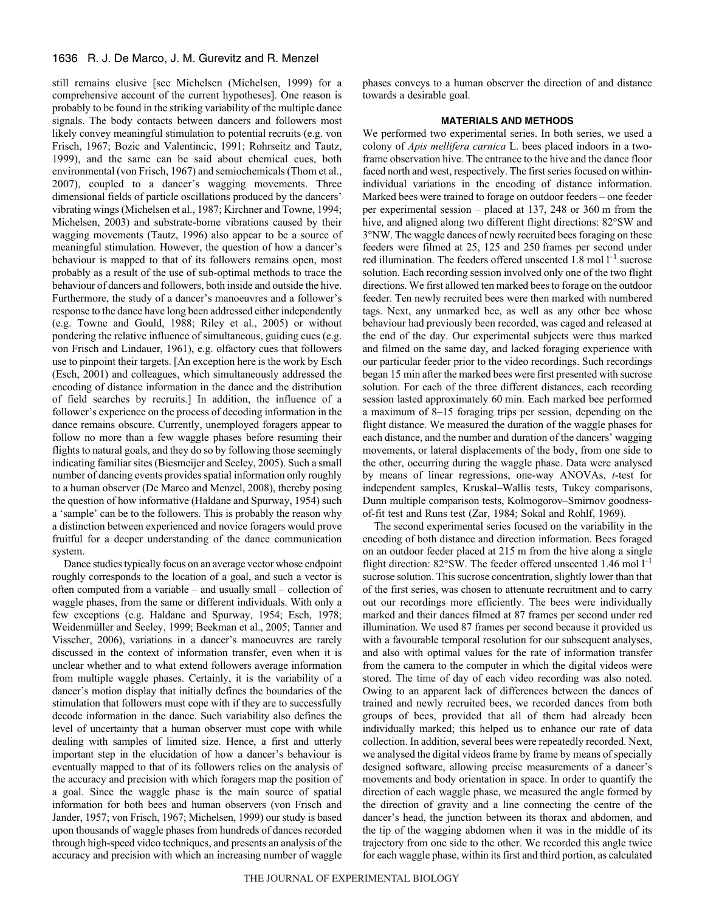still remains elusive [see Michelsen (Michelsen, 1999) for a comprehensive account of the current hypotheses]. One reason is probably to be found in the striking variability of the multiple dance signals. The body contacts between dancers and followers most likely convey meaningful stimulation to potential recruits (e.g. von Frisch, 1967; Bozic and Valentincic, 1991; Rohrseitz and Tautz, 1999), and the same can be said about chemical cues, both environmental (von Frisch, 1967) and semiochemicals (Thom et al., 2007), coupled to a dancer's wagging movements. Three dimensional fields of particle oscillations produced by the dancers' vibrating wings (Michelsen et al., 1987; Kirchner and Towne, 1994; Michelsen, 2003) and substrate-borne vibrations caused by their wagging movements (Tautz, 1996) also appear to be a source of meaningful stimulation. However, the question of how a dancer's behaviour is mapped to that of its followers remains open, most probably as a result of the use of sub-optimal methods to trace the behaviour of dancers and followers, both inside and outside the hive. Furthermore, the study of a dancer's manoeuvres and a follower's response to the dance have long been addressed either independently (e.g. Towne and Gould, 1988; Riley et al., 2005) or without pondering the relative influence of simultaneous, guiding cues (e.g. von Frisch and Lindauer, 1961), e.g. olfactory cues that followers use to pinpoint their targets. [An exception here is the work by Esch (Esch, 2001) and colleagues, which simultaneously addressed the encoding of distance information in the dance and the distribution of field searches by recruits.] In addition, the influence of a follower's experience on the process of decoding information in the dance remains obscure. Currently, unemployed foragers appear to follow no more than a few waggle phases before resuming their flights to natural goals, and they do so by following those seemingly indicating familiar sites (Biesmeijer and Seeley, 2005). Such a small number of dancing events provides spatial information only roughly to a human observer (De Marco and Menzel, 2008), thereby posing the question of how informative (Haldane and Spurway, 1954) such a 'sample' can be to the followers. This is probably the reason why a distinction between experienced and novice foragers would prove fruitful for a deeper understanding of the dance communication system.

Dance studies typically focus on an average vector whose endpoint roughly corresponds to the location of a goal, and such a vector is often computed from a variable – and usually small – collection of waggle phases, from the same or different individuals. With only a few exceptions (e.g. Haldane and Spurway, 1954; Esch, 1978; Weidenmüller and Seeley, 1999; Beekman et al., 2005; Tanner and Visscher, 2006), variations in a dancer's manoeuvres are rarely discussed in the context of information transfer, even when it is unclear whether and to what extend followers average information from multiple waggle phases. Certainly, it is the variability of a dancer's motion display that initially defines the boundaries of the stimulation that followers must cope with if they are to successfully decode information in the dance. Such variability also defines the level of uncertainty that a human observer must cope with while dealing with samples of limited size. Hence, a first and utterly important step in the elucidation of how a dancer's behaviour is eventually mapped to that of its followers relies on the analysis of the accuracy and precision with which foragers map the position of a goal. Since the waggle phase is the main source of spatial information for both bees and human observers (von Frisch and Jander, 1957; von Frisch, 1967; Michelsen, 1999) our study is based upon thousands of waggle phases from hundreds of dances recorded through high-speed video techniques, and presents an analysis of the accuracy and precision with which an increasing number of waggle phases conveys to a human observer the direction of and distance towards a desirable goal.

## MATERIALS AND METHODS

We performed two experimental series. In both series, we used a colony of *Apis mellifera carnica* L. bees placed indoors in a two-frame observation hive. The entrance to the hive and the dance floor faced north and west, respectively. The first series focused on within-individual variations in the encoding of distance information. Marked bees were trained to forage on outdoor feeders – one feeder per experimental session – placed at 137, 248 or 360 m from the hive, and aligned along two different flight directions: 82°SW and 3°NW. The waggle dances of newly recruited bees foraging on these feeders were filmed at 25, 125 and 250 frames per second under red illumination. The feeders offered unscented 1.8 mol $l^{-1}$ sucrose solution. Each recording session involved only one of the two flight directions. We first allowed ten marked bees to forage on the outdoor feeder. Ten newly recruited bees were then marked with numbered tags. Next, any unmarked bee, as well as any other bee whose behaviour had previously been recorded, was caged and released at the end of the day. Our experimental subjects were thus marked and filmed on the same day, and lacked foraging experience with our particular feeder prior to the video recordings. Such recordings began 15 min after the marked bees were first presented with sucrose solution. For each of the three different distances, each recording session lasted approximately 60 min. Each marked bee performed a maximum of 8–15 foraging trips per session, depending on the flight distance. We measured the duration of the waggle phases for each distance, and the number and duration of the dancers' wagging movements, or lateral displacements of the body, from one side to the other, occurring during the waggle phase. Data were analysed by means of linear regressions, one-way ANOVAs, *t*-test for independent samples, Kruskal–Wallis tests, Tukey comparisons, Dunn multiple comparison tests, Kolmogorov–Smirnov goodness-of-fit test and Runs test (Zar, 1984; Sokal and Rohlf, 1969).

The second experimental series focused on the variability in the encoding of both distance and direction information. Bees foraged on an outdoor feeder placed at 215 m from the hive along a single flight direction: 82°SW. The feeder offered unscented 1.46 mol $l^{-1}$ sucrose solution. This sucrose concentration, slightly lower than that of the first series, was chosen to attenuate recruitment and to carry out our recordings more efficiently. The bees were individually marked and their dances filmed at 87 frames per second under red illumination. We used 87 frames per second because it provided us with a favourable temporal resolution for our subsequent analyses, and also with optimal values for the rate of information transfer from the camera to the computer in which the digital videos were stored. The time of day of each video recording was also noted. Owing to an apparent lack of differences between the dances of trained and newly recruited bees, we recorded dances from both groups of bees, provided that all of them had already been individually marked; this helped us to enhance our rate of data collection. In addition, several bees were repeatedly recorded. Next, we analysed the digital videos frame by frame by means of specially designed software, allowing precise measurements of a dancer's movements and body orientation in space. In order to quantify the direction of each waggle phase, we measured the angle formed by the direction of gravity and a line connecting the centre of the dancer's head, the junction between its thorax and abdomen, and the tip of the wagging abdomen when it was in the middle of its trajectory from one side to the other. We recorded this angle twice for each waggle phase, within its first and third portion, as calculated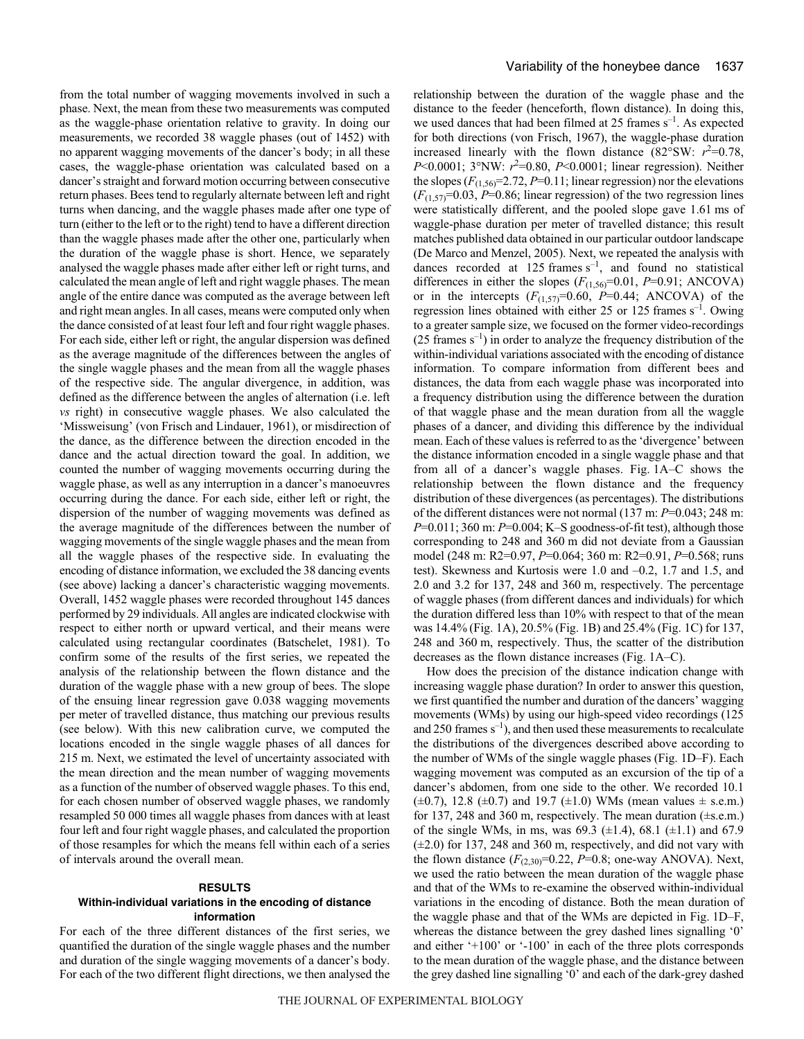from the total number of wagging movements involved in such a phase. Next, the mean from these two measurements was computed as the waggle-phase orientation relative to gravity. In doing our measurements, we recorded 38 waggle phases (out of 1452) with no apparent wagging movements of the dancer's body; in all these cases, the waggle-phase orientation was calculated based on a dancer's straight and forward motion occurring between consecutive return phases. Bees tend to regularly alternate between left and right turns when dancing, and the waggle phases made after one type of turn (either to the left or to the right) tend to have a different direction than the waggle phases made after the other one, particularly when the duration of the waggle phase is short. Hence, we separately analysed the waggle phases made after either left or right turns, and calculated the mean angle of left and right waggle phases. The mean angle of the entire dance was computed as the average between left and right mean angles. In all cases, means were computed only when the dance consisted of at least four left and four right waggle phases. For each side, either left or right, the angular dispersion was defined as the average magnitude of the differences between the angles of the single waggle phases and the mean from all the waggle phases of the respective side. The angular divergence, in addition, was defined as the difference between the angles of alternation (i.e. left *vs* right) in consecutive waggle phases. We also calculated the 'Missweisung' (von Frisch and Lindauer, 1961), or misdirection of the dance, as the difference between the direction encoded in the dance and the actual direction toward the goal. In addition, we counted the number of wagging movements occurring during the waggle phase, as well as any interruption in a dancer's manoeuvres occurring during the dance. For each side, either left or right, the dispersion of the number of wagging movements was defined as the average magnitude of the differences between the number of wagging movements of the single waggle phases and the mean from all the waggle phases of the respective side. In evaluating the encoding of distance information, we excluded the 38 dancing events (see above) lacking a dancer's characteristic wagging movements. Overall, 1452 waggle phases were recorded throughout 145 dances performed by 29 individuals. All angles are indicated clockwise with respect to either north or upward vertical, and their means were calculated using rectangular coordinates (Batschelet, 1981). To confirm some of the results of the first series, we repeated the analysis of the relationship between the flown distance and the duration of the waggle phase with a new group of bees. The slope of the ensuing linear regression gave 0.038 wagging movements per meter of travelled distance, thus matching our previous results (see below). With this new calibration curve, we computed the locations encoded in the single waggle phases of all dances for 215 m. Next, we estimated the level of uncertainty associated with the mean direction and the mean number of wagging movements as a function of the number of observed waggle phases. To this end, for each chosen number of observed waggle phases, we randomly resampled 50 000 times all waggle phases from dances with at least four left and four right waggle phases, and calculated the proportion of those resamples for which the means fell within each of a series of intervals around the overall mean.

## RESULTS

### Within-individual variations in the encoding of distance information

For each of the three different distances of the first series, we quantified the duration of the single waggle phases and the number and duration of the single wagging movements of a dancer's body. For each of the two different flight directions, we then analysed the relationship between the duration of the waggle phase and the distance to the feeder (henceforth, flown distance). In doing this, we used dances that had been filmed at 25 frames $s^{-1}$. As expected for both directions (von Frisch, 1967), the waggle-phase duration increased linearly with the flown distance (82°SW: $r^2$=0.78, $P$<0.0001; 3°NW: $r^2$=0.80, $P$<0.0001; linear regression). Neither the slopes ($F_{(1,56)}$=2.72, $P$=0.11; linear regression) nor the elevations ($F_{(1,57)}$=0.03, $P$=0.86; linear regression) of the two regression lines were statistically different, and the pooled slope gave 1.61 ms of waggle-phase duration per meter of travelled distance; this result matches published data obtained in our particular outdoor landscape (De Marco and Menzel, 2005). Next, we repeated the analysis with dances recorded at 125 frames $s^{-1}$, and found no statistical differences in either the slopes ($F_{(1,56)}$=0.01, $P$=0.91; ANCOVA) or in the intercepts ($F_{(1,57)}$=0.60, $P$=0.44; ANCOVA) of the regression lines obtained with either 25 or 125 frames $s^{-1}$. Owing to a greater sample size, we focused on the former video-recordings (25 frames $s^{-1}$) in order to analyze the frequency distribution of the within-individual variations associated with the encoding of distance information. To compare information from different bees and distances, the data from each waggle phase was incorporated into a frequency distribution using the difference between the duration of that waggle phase and the mean duration from all the waggle phases of a dancer, and dividing this difference by the individual mean. Each of these values is referred to as the 'divergence' between the distance information encoded in a single waggle phase and that from all of a dancer's waggle phases. Fig. 1A–C shows the relationship between the flown distance and the frequency distribution of these divergences (as percentages). The distributions of the different distances were not normal (137 m: $P$=0.043; 248 m: $P$=0.011; 360 m: $P$=0.004; K–S goodness-of-fit test), although those corresponding to 248 and 360 m did not deviate from a Gaussian model (248 m: R2=0.97, $P$=0.064; 360 m: R2=0.91, $P$=0.568; runs test). Skewness and Kurtosis were 1.0 and –0.2, 1.7 and 1.5, and 2.0 and 3.2 for 137, 248 and 360 m, respectively. The percentage of waggle phases (from different dances and individuals) for which the duration differed less than 10% with respect to that of the mean was 14.4% (Fig. 1A), 20.5% (Fig. 1B) and 25.4% (Fig. 1C) for 137, 248 and 360 m, respectively. Thus, the scatter of the distribution decreases as the flown distance increases (Fig. 1A–C).

How does the precision of the distance indication change with increasing waggle phase duration? In order to answer this question, we first quantified the number and duration of the dancers' wagging movements (WMs) by using our high-speed video recordings (125 and 250 frames $s^{-1}$), and then used these measurements to recalculate the distributions of the divergences described above according to the number of WMs of the single waggle phases (Fig. 1D–F). Each wagging movement was computed as an excursion of the tip of a dancer's abdomen, from one side to the other. We recorded 10.1 (±0.7), 12.8 (±0.7) and 19.7 (±1.0) WMs (mean values ± s.e.m.) for 137, 248 and 360 m, respectively. The mean duration (±s.e.m.) of the single WMs, in ms, was 69.3 (±1.4), 68.1 (±1.1) and 67.9 (±2.0) for 137, 248 and 360 m, respectively, and did not vary with the flown distance ($F_{(2,30)}$=0.22, $P$=0.8; one-way ANOVA). Next, we used the ratio between the mean duration of the waggle phase and that of the WMs to re-examine the observed within-individual variations in the encoding of distance. Both the mean duration of the waggle phase and that of the WMs are depicted in Fig. 1D–F, whereas the distance between the grey dashed lines signalling '0' and either '+100' or '-100' in each of the three plots corresponds to the mean duration of the waggle phase, and the distance between the grey dashed line signalling '0' and each of the dark-grey dashed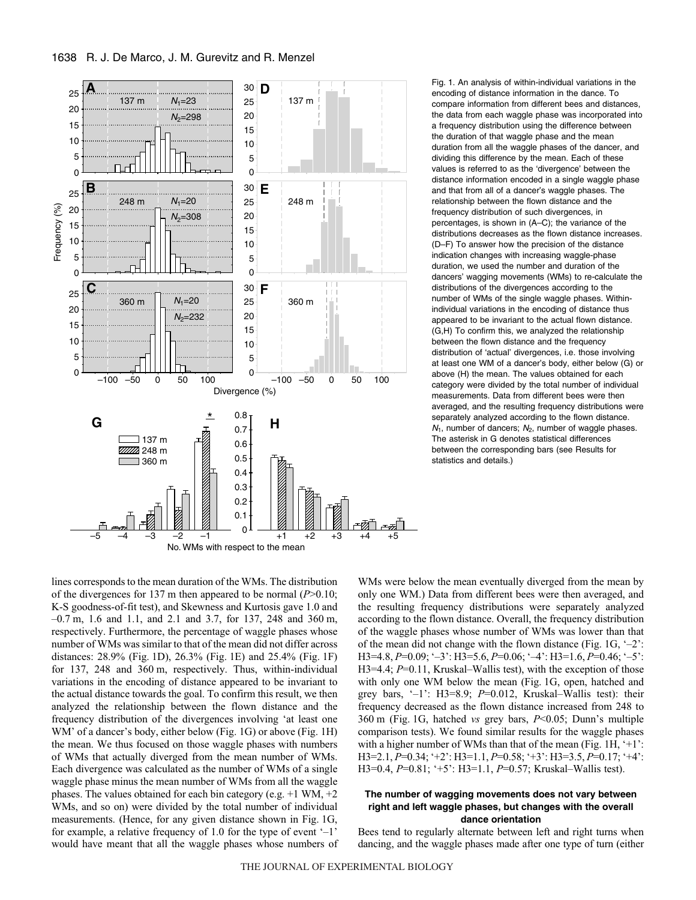Fig. 1. An analysis of within-individual variations in the encoding of distance information in the dance. To compare information from different bees and distances, the data from each waggle phase was incorporated into a frequency distribution using the difference between the duration of that waggle phase and the mean duration from all the waggle phases of the dancer, and dividing this difference by the mean. Each of these values is referred to as the 'divergence' between the distance information encoded in a single waggle phase and that from all of a dancer's waggle phases. The relationship between the flown distance and the frequency distribution of such divergences, in percentages, is shown in (A–C); the variance of the distributions decreases as the flown distance increases. (D–F) To answer how the precision of the distance indication changes with increasing waggle-phase duration, we used the number and duration of the dancers' wagging movements (WMs) to re-calculate the distributions of the divergences according to the number of WMs of the single waggle phases. Within-individual variations in the encoding of distance thus appeared to be invariant to the actual flown distance. (G,H) To confirm this, we analyzed the relationship between the flown distance and the frequency distribution of 'actual' divergences, i.e. those involving at least one WM of a dancer's body, either below (G) or above (H) the mean. The values obtained for each category were divided by the total number of individual measurements. Data from different bees were then averaged, and the resulting frequency distributions were separately analyzed according to the flown distance. $N_1$, number of dancers; $N_2$, number of waggle phases. The asterisk in G denotes statistical differences between the corresponding bars (see Results for statistics and details.)

lines corresponds to the mean duration of the WMs. The distribution of the divergences for 137 m then appeared to be normal ($P$>0.10; K-S goodness-of-fit test), and Skewness and Kurtosis gave 1.0 and –0.7 m, 1.6 and 1.1, and 2.1 and 3.7, for 137, 248 and 360 m, respectively. Furthermore, the percentage of waggle phases whose number of WMs was similar to that of the mean did not differ across distances: 28.9% (Fig. 1D), 26.3% (Fig. 1E) and 25.4% (Fig. 1F) for 137, 248 and 360 m, respectively. Thus, within-individual variations in the encoding of distance appeared to be invariant to the actual distance towards the goal. To confirm this result, we then analyzed the relationship between the flown distance and the frequency distribution of the divergences involving 'at least one WM' of a dancer's body, either below (Fig. 1G) or above (Fig. 1H) the mean. We thus focused on those waggle phases with numbers of WMs that actually diverged from the mean number of WMs. Each divergence was calculated as the number of WMs of a single waggle phase minus the mean number of WMs from all the waggle phases. The values obtained for each bin category (e.g. +1 WM, +2 WMs, and so on) were divided by the total number of individual measurements. (Hence, for any given distance shown in Fig. 1G, for example, a relative frequency of 1.0 for the type of event '–1' would have meant that all the waggle phases whose numbers of WMs were below the mean eventually diverged from the mean by only one WM.) Data from different bees were then averaged, and the resulting frequency distributions were separately analyzed according to the flown distance. Overall, the frequency distribution of the waggle phases whose number of WMs was lower than that of the mean did not change with the flown distance (Fig. 1G, '–2': H3=4.8, $P$=0.09; '–3': H3=5.6, $P$=0.06; '–4': H3=1.6, $P$=0.46; '–5': H3=4.4; $P$=0.11, Kruskal–Wallis test), with the exception of those with only one WM below the mean (Fig. 1G, open, hatched and grey bars, '–1': H3=8.9; $P$=0.012, Kruskal–Wallis test): their frequency decreased as the flown distance increased from 248 to 360 m (Fig. 1G, hatched *vs* grey bars, $P$<0.05; Dunn's multiple comparison tests). We found similar results for the waggle phases with a higher number of WMs than that of the mean (Fig. 1H, '+1': H3=2.1, $P$=0.34; '+2': H3=1.1, $P$=0.58; '+3': H3=3.5, $P$=0.17; '+4': H3=0.4, $P$=0.81; '+5': H3=1.1, $P$=0.57; Kruskal–Wallis test).

### The number of wagging movements does not vary between right and left waggle phases, but changes with the overall dance orientation

Bees tend to regularly alternate between left and right turns when dancing, and the waggle phases made after one type of turn (either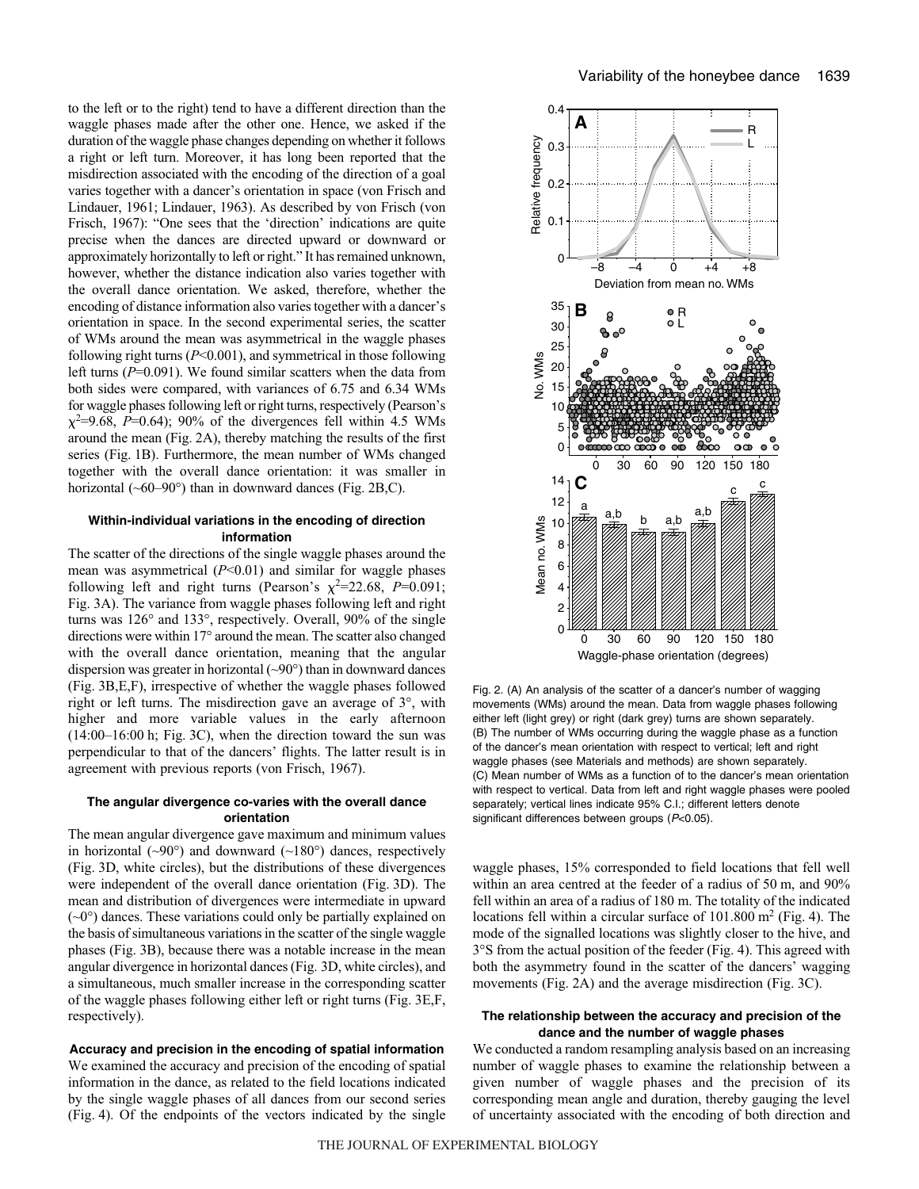to the left or to the right) tend to have a different direction than the waggle phases made after the other one. Hence, we asked if the duration of the waggle phase changes depending on whether it follows a right or left turn. Moreover, it has long been reported that the misdirection associated with the encoding of the direction of a goal varies together with a dancer's orientation in space (von Frisch and Lindauer, 1961; Lindauer, 1963). As described by von Frisch (von Frisch, 1967): "One sees that the 'direction' indications are quite precise when the dances are directed upward or downward or approximately horizontally to left or right." It has remained unknown, however, whether the distance indication also varies together with the overall dance orientation. We asked, therefore, whether the encoding of distance information also varies together with a dancer's orientation in space. In the second experimental series, the scatter of WMs around the mean was asymmetrical in the waggle phases following right turns ($P$<0.001), and symmetrical in those following left turns ($P$=0.091). We found similar scatters when the data from both sides were compared, with variances of 6.75 and 6.34 WMs for waggle phases following left or right turns, respectively (Pearson's $\chi^2$=9.68, $P$=0.64); 90% of the divergences fell within 4.5 WMs around the mean (Fig. 2A), thereby matching the results of the first series (Fig. 1B). Furthermore, the mean number of WMs changed together with the overall dance orientation: it was smaller in horizontal (~60–90°) than in downward dances (Fig. 2B,C).

#### Within-individual variations in the encoding of direction information

The scatter of the directions of the single waggle phases around the mean was asymmetrical ($P$<0.01) and similar for waggle phases following left and right turns (Pearson's $\chi^2$=22.68, $P$=0.091; Fig. 3A). The variance from waggle phases following left and right turns was 126° and 133°, respectively. Overall, 90% of the single directions were within 17° around the mean. The scatter also changed with the overall dance orientation, meaning that the angular dispersion was greater in horizontal (~90°) than in downward dances (Fig. 3B,E,F), irrespective of whether the waggle phases followed right or left turns. The misdirection gave an average of 3°, with higher and more variable values in the early afternoon (14:00–16:00 h; Fig. 3C), when the direction toward the sun was perpendicular to that of the dancers' flights. The latter result is in agreement with previous reports (von Frisch, 1967).

#### The angular divergence co-varies with the overall dance orientation

The mean angular divergence gave maximum and minimum values in horizontal (~90°) and downward (~180°) dances, respectively (Fig. 3D, white circles), but the distributions of these divergences were independent of the overall dance orientation (Fig. 3D). The mean and distribution of divergences were intermediate in upward (~0°) dances. These variations could only be partially explained on the basis of simultaneous variations in the scatter of the single waggle phases (Fig. 3B), because there was a notable increase in the mean angular divergence in horizontal dances (Fig. 3D, white circles), and a simultaneous, much smaller increase in the corresponding scatter of the waggle phases following either left or right turns (Fig. 3E,F, respectively).

#### Accuracy and precision in the encoding of spatial information

We examined the accuracy and precision of the encoding of spatial information in the dance, as related to the field locations indicated by the single waggle phases of all dances from our second series (Fig. 4). Of the endpoints of the vectors indicated by the single waggle phases, 15% corresponded to field locations that fell well within an area centred at the feeder of a radius of 50 m, and 90% fell within an area of a radius of 180 m. The totality of the indicated locations fell within a circular surface of 101.800 m$^2$ (Fig. 4). The mode of the signalled locations was slightly closer to the hive, and 3°S from the actual position of the feeder (Fig. 4). This agreed with both the asymmetry found in the scatter of the dancers' wagging movements (Fig. 2A) and the average misdirection (Fig. 3C).

Fig. 2. (A) An analysis of the scatter of a dancer's number of wagging movements (WMs) around the mean. Data from waggle phases following either left (light grey) or right (dark grey) turns are shown separately. (B) The number of WMs occurring during the waggle phase as a function of the dancer's mean orientation with respect to vertical; left and right waggle phases (see Materials and methods) are shown separately. (C) Mean number of WMs as a function of to the dancer's mean orientation with respect to vertical. Data from left and right waggle phases were pooled separately; vertical lines indicate 95% C.I.; different letters denote significant differences between groups ($P$<0.05).

#### The relationship between the accuracy and precision of the dance and the number of waggle phases

We conducted a random resampling analysis based on an increasing number of waggle phases to examine the relationship between a given number of waggle phases and the precision of its corresponding mean angle and duration, thereby gauging the level of uncertainty associated with the encoding of both direction and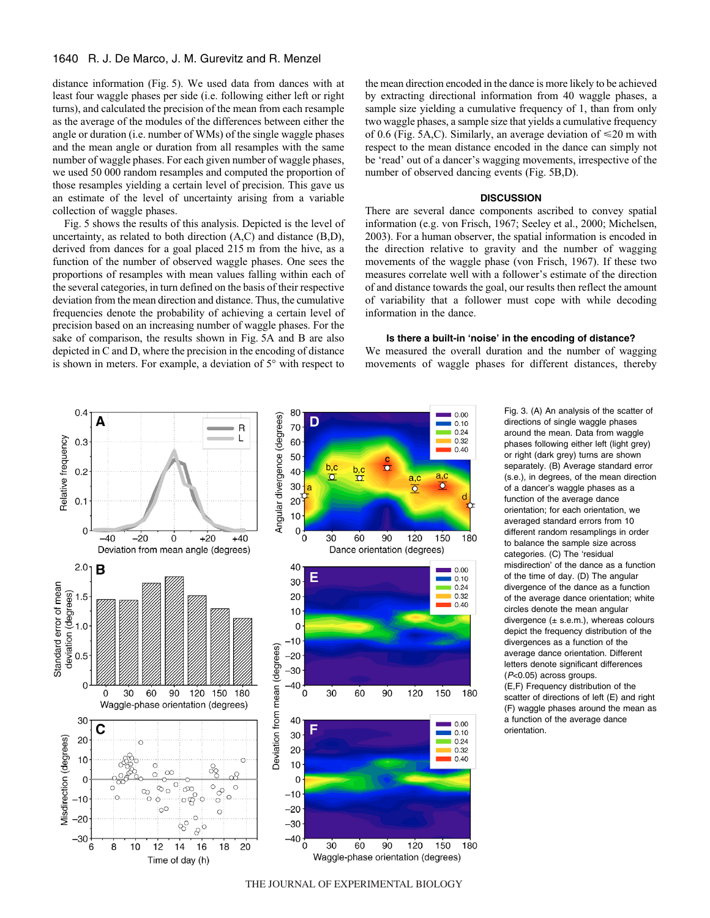distance information (Fig. 5). We used data from dances with at least four waggle phases per side (i.e. following either left or right turns), and calculated the precision of the mean from each resample as the average of the modules of the differences between either the angle or duration (i.e. number of WMs) of the single waggle phases and the mean angle or duration from all resamples with the same number of waggle phases. For each given number of waggle phases, we used 50 000 random resamples and computed the proportion of those resamples yielding a certain level of precision. This gave us an estimate of the level of uncertainty arising from a variable collection of waggle phases.

Fig. 5 shows the results of this analysis. Depicted is the level of uncertainty, as related to both direction (A,C) and distance (B,D), derived from dances for a goal placed 215 m from the hive, as a function of the number of observed waggle phases. One sees the proportions of resamples with mean values falling within each of the several categories, in turn defined on the basis of their respective deviation from the mean direction and distance. Thus, the cumulative frequencies denote the probability of achieving a certain level of precision based on an increasing number of waggle phases. For the sake of comparison, the results shown in Fig. 5A and B are also depicted in C and D, where the precision in the encoding of distance is shown in meters. For example, a deviation of 5° with respect to the mean direction encoded in the dance is more likely to be achieved by extracting directional information from 40 waggle phases, a sample size yielding a cumulative frequency of 1, than from only two waggle phases, a sample size that yields a cumulative frequency of 0.6 (Fig. 5A,C). Similarly, an average deviation of ≤20 m with respect to the mean distance encoded in the dance can simply not be ‘read’ out of a dancer’s wagging movements, irrespective of the number of observed dancing events (Fig. 5B,D).

## DISCUSSION

There are several dance components ascribed to convey spatial information (e.g. von Frisch, 1967; Seeley et al., 2000; Michelsen, 2003). For a human observer, the spatial information is encoded in the direction relative to gravity and the number of wagging movements of the waggle phase (von Frisch, 1967). If these two measures correlate well with a follower’s estimate of the direction of and distance towards the goal, our results then reflect the amount of variability that a follower must cope with while decoding information in the dance.

### Is there a built-in ‘noise’ in the encoding of distance?

We measured the overall duration and the number of wagging movements of waggle phases for different distances, thereby

Fig. 3. (A) An analysis of the scatter of directions of single waggle phases around the mean. Data from waggle phases following either left (light grey) or right (dark grey) turns are shown separately. (B) Average standard error (s.e.), in degrees, of the mean direction of a dancer’s waggle phases as a function of the average dance orientation; for each orientation, we averaged standard errors from 10 different random resamplings in order to balance the sample size across categories. (C) The ‘residual misdirection’ of the dance as a function of the time of day. (D) The angular divergence of the dance as a function of the average dance orientation; white circles denote the mean angular divergence (± s.e.m.), whereas colours depict the frequency distribution of the divergences as a function of the average dance orientation. Different letters denote significant differences ($P$<0.05) across groups. (E,F) Frequency distribution of the scatter of directions of left (E) and right (F) waggle phases around the mean as a function of the average dance orientation.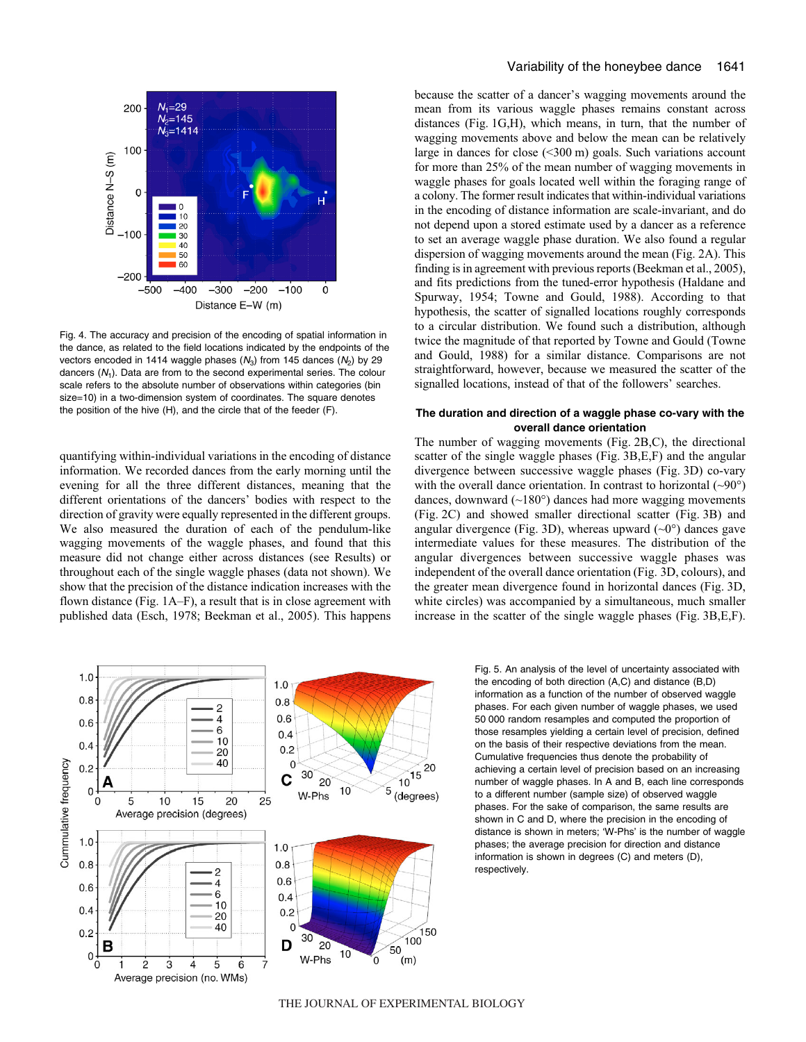Fig. 4. The accuracy and precision of the encoding of spatial information in the dance, as related to the field locations indicated by the endpoints of the vectors encoded in 1414 waggle phases ($N_3$) from 145 dances ($N_2$) by 29 dancers ($N_1$). Data are from to the second experimental series. The colour scale refers to the absolute number of observations within categories (bin size=10) in a two-dimension system of coordinates. The square denotes the position of the hive (H), and the circle that of the feeder (F).

quantifying within-individual variations in the encoding of distance information. We recorded dances from the early morning until the evening for all the three different distances, meaning that the different orientations of the dancers' bodies with respect to the direction of gravity were equally represented in the different groups. We also measured the duration of each of the pendulum-like wagging movements of the waggle phases, and found that this measure did not change either across distances (see Results) or throughout each of the single waggle phases (data not shown). We show that the precision of the distance indication increases with the flown distance (Fig. 1A–F), a result that is in close agreement with published data (Esch, 1978; Beekman et al., 2005). This happens because the scatter of a dancer's wagging movements around the mean from its various waggle phases remains constant across distances (Fig. 1G,H), which means, in turn, that the number of wagging movements above and below the mean can be relatively large in dances for close (<300 m) goals. Such variations account for more than 25% of the mean number of wagging movements in waggle phases for goals located well within the foraging range of a colony. The former result indicates that within-individual variations in the encoding of distance information are scale-invariant, and do not depend upon a stored estimate used by a dancer as a reference to set an average waggle phase duration. We also found a regular dispersion of wagging movements around the mean (Fig. 2A). This finding is in agreement with previous reports (Beekman et al., 2005), and fits predictions from the tuned-error hypothesis (Haldane and Spurway, 1954; Towne and Gould, 1988). According to that hypothesis, the scatter of signalled locations roughly corresponds to a circular distribution. We found such a distribution, although twice the magnitude of that reported by Towne and Gould (Towne and Gould, 1988) for a similar distance. Comparisons are not straightforward, however, because we measured the scatter of the signalled locations, instead of that of the followers' searches.

### The duration and direction of a waggle phase co-vary with the overall dance orientation

The number of wagging movements (Fig. 2B,C), the directional scatter of the single waggle phases (Fig. 3B,E,F) and the angular divergence between successive waggle phases (Fig. 3D) co-vary with the overall dance orientation. In contrast to horizontal (~90°) dances, downward (~180°) dances had more wagging movements (Fig. 2C) and showed smaller directional scatter (Fig. 3B) and angular divergence (Fig. 3D), whereas upward (~0°) dances gave intermediate values for these measures. The distribution of the angular divergences between successive waggle phases was independent of the overall dance orientation (Fig. 3D, colours), and the greater mean divergence found in horizontal dances (Fig. 3D, white circles) was accompanied by a simultaneous, much smaller increase in the scatter of the single waggle phases (Fig. 3B,E,F).

Fig. 5. An analysis of the level of uncertainty associated with the encoding of both direction (A,C) and distance (B,D) information as a function of the number of observed waggle phases. For each given number of waggle phases, we used 50 000 random resamples and computed the proportion of those resamples yielding a certain level of precision, defined on the basis of their respective deviations from the mean. Cumulative frequencies thus denote the probability of achieving a certain level of precision based on an increasing number of waggle phases. In A and B, each line corresponds to a different number (sample size) of observed waggle phases. For the sake of comparison, the same results are shown in C and D, where the precision in the encoding of distance is shown in meters; 'W-Phs' is the number of waggle phases; the average precision for direction and distance information is shown in degrees (C) and meters (D), respectively.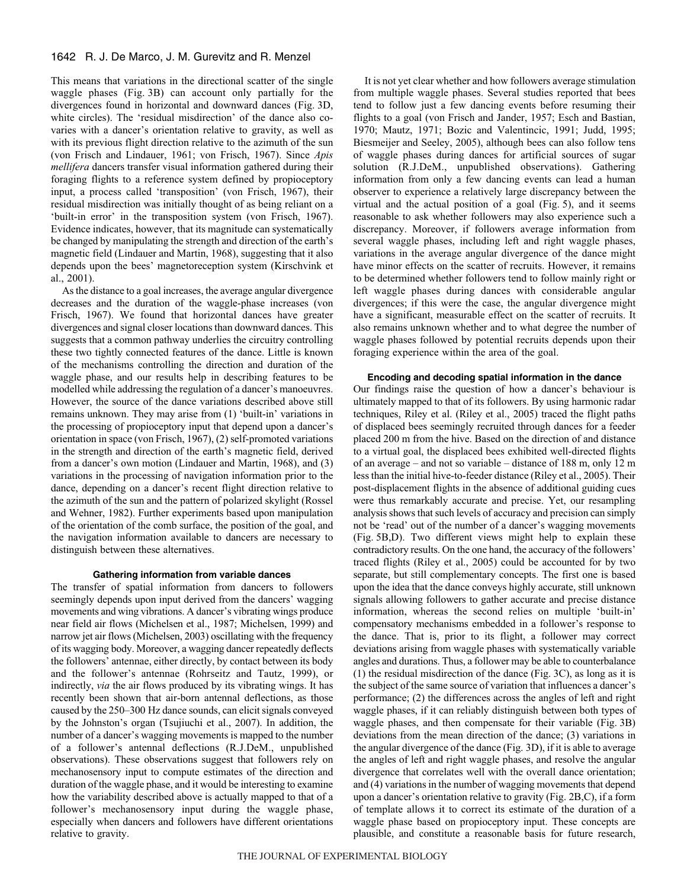This means that variations in the directional scatter of the single waggle phases (Fig. 3B) can account only partially for the divergences found in horizontal and downward dances (Fig. 3D, white circles). The 'residual misdirection' of the dance also co-varies with a dancer's orientation relative to gravity, as well as with its previous flight direction relative to the azimuth of the sun (von Frisch and Lindauer, 1961; von Frisch, 1967). Since *Apis mellifera* dancers transfer visual information gathered during their foraging flights to a reference system defined by propioceptory input, a process called 'transposition' (von Frisch, 1967), their residual misdirection was initially thought of as being reliant on a 'built-in error' in the transposition system (von Frisch, 1967). Evidence indicates, however, that its magnitude can systematically be changed by manipulating the strength and direction of the earth's magnetic field (Lindauer and Martin, 1968), suggesting that it also depends upon the bees' magnetoreception system (Kirschvink et al., 2001).

As the distance to a goal increases, the average angular divergence decreases and the duration of the waggle-phase increases (von Frisch, 1967). We found that horizontal dances have greater divergences and signal closer locations than downward dances. This suggests that a common pathway underlies the circuitry controlling these two tightly connected features of the dance. Little is known of the mechanisms controlling the direction and duration of the waggle phase, and our results help in describing features to be modelled while addressing the regulation of a dancer's manoeuvres. However, the source of the dance variations described above still remains unknown. They may arise from (1) 'built-in' variations in the processing of propioceptory input that depend upon a dancer's orientation in space (von Frisch, 1967), (2) self-promoted variations in the strength and direction of the earth's magnetic field, derived from a dancer's own motion (Lindauer and Martin, 1968), and (3) variations in the processing of navigation information prior to the dance, depending on a dancer's recent flight direction relative to the azimuth of the sun and the pattern of polarized skylight (Rossel and Wehner, 1982). Further experiments based upon manipulation of the orientation of the comb surface, the position of the goal, and the navigation information available to dancers are necessary to distinguish between these alternatives.

### Gathering information from variable dances

The transfer of spatial information from dancers to followers seemingly depends upon input derived from the dancers' wagging movements and wing vibrations. A dancer's vibrating wings produce near field air flows (Michelsen et al., 1987; Michelsen, 1999) and narrow jet air flows (Michelsen, 2003) oscillating with the frequency of its wagging body. Moreover, a wagging dancer repeatedly deflects the followers' antennae, either directly, by contact between its body and the follower's antennae (Rohrseitz and Tautz, 1999), or indirectly, *via* the air flows produced by its vibrating wings. It has recently been shown that air-born antennal deflections, as those caused by the 250–300 Hz dance sounds, can elicit signals conveyed by the Johnston's organ (Tsujiuchi et al., 2007). In addition, the number of a dancer's wagging movements is mapped to the number of a follower's antennal deflections (R.J.DeM., unpublished observations). These observations suggest that followers rely on mechanosensory input to compute estimates of the direction and duration of the waggle phase, and it would be interesting to examine how the variability described above is actually mapped to that of a follower's mechanosensory input during the waggle phase, especially when dancers and followers have different orientations relative to gravity.

It is not yet clear whether and how followers average stimulation from multiple waggle phases. Several studies reported that bees tend to follow just a few dancing events before resuming their flights to a goal (von Frisch and Jander, 1957; Esch and Bastian, 1970; Mautz, 1971; Bozic and Valentincic, 1991; Judd, 1995; Biesmeijer and Seeley, 2005), although bees can also follow tens of waggle phases during dances for artificial sources of sugar solution (R.J.DeM., unpublished observations). Gathering information from only a few dancing events can lead a human observer to experience a relatively large discrepancy between the virtual and the actual position of a goal (Fig. 5), and it seems reasonable to ask whether followers may also experience such a discrepancy. Moreover, if followers average information from several waggle phases, including left and right waggle phases, variations in the average angular divergence of the dance might have minor effects on the scatter of recruits. However, it remains to be determined whether followers tend to follow mainly right or left waggle phases during dances with considerable angular divergences; if this were the case, the angular divergence might have a significant, measurable effect on the scatter of recruits. It also remains unknown whether and to what degree the number of waggle phases followed by potential recruits depends upon their foraging experience within the area of the goal.

### Encoding and decoding spatial information in the dance

Our findings raise the question of how a dancer's behaviour is ultimately mapped to that of its followers. By using harmonic radar techniques, Riley et al. (Riley et al., 2005) traced the flight paths of displaced bees seemingly recruited through dances for a feeder placed 200 m from the hive. Based on the direction of and distance to a virtual goal, the displaced bees exhibited well-directed flights of an average – and not so variable – distance of 188 m, only 12 m less than the initial hive-to-feeder distance (Riley et al., 2005). Their post-displacement flights in the absence of additional guiding cues were thus remarkably accurate and precise. Yet, our resampling analysis shows that such levels of accuracy and precision can simply not be 'read' out of the number of a dancer's wagging movements (Fig. 5B,D). Two different views might help to explain these contradictory results. On the one hand, the accuracy of the followers' traced flights (Riley et al., 2005) could be accounted for by two separate, but still complementary concepts. The first one is based upon the idea that the dance conveys highly accurate, still unknown signals allowing followers to gather accurate and precise distance information, whereas the second relies on multiple 'built-in' compensatory mechanisms embedded in a follower's response to the dance. That is, prior to its flight, a follower may correct deviations arising from waggle phases with systematically variable angles and durations. Thus, a follower may be able to counterbalance (1) the residual misdirection of the dance (Fig. 3C), as long as it is the subject of the same source of variation that influences a dancer's performance; (2) the differences across the angles of left and right waggle phases, if it can reliably distinguish between both types of waggle phases, and then compensate for their variable (Fig. 3B) deviations from the mean direction of the dance; (3) variations in the angular divergence of the dance (Fig. 3D), if it is able to average the angles of left and right waggle phases, and resolve the angular divergence that correlates well with the overall dance orientation; and (4) variations in the number of wagging movements that depend upon a dancer's orientation relative to gravity (Fig. 2B,C), if a form of template allows it to correct its estimate of the duration of a waggle phase based on propioceptory input. These concepts are plausible, and constitute a reasonable basis for future research,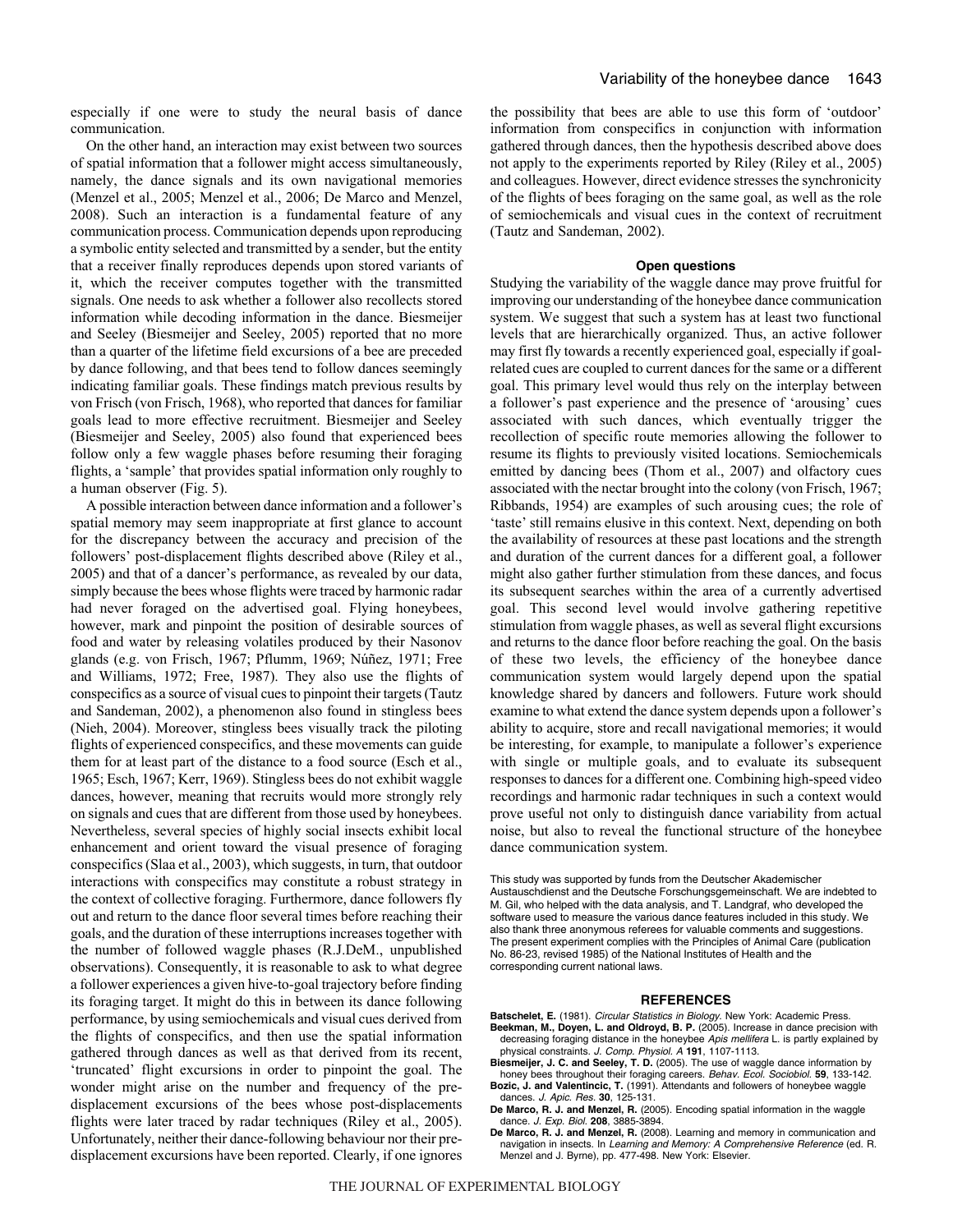especially if one were to study the neural basis of dance communication.

On the other hand, an interaction may exist between two sources of spatial information that a follower might access simultaneously, namely, the dance signals and its own navigational memories (Menzel et al., 2005; Menzel et al., 2006; De Marco and Menzel, 2008). Such an interaction is a fundamental feature of any communication process. Communication depends upon reproducing a symbolic entity selected and transmitted by a sender, but the entity that a receiver finally reproduces depends upon stored variants of it, which the receiver computes together with the transmitted signals. One needs to ask whether a follower also recollects stored information while decoding information in the dance. Biesmeijer and Seeley (Biesmeijer and Seeley, 2005) reported that no more than a quarter of the lifetime field excursions of a bee are preceded by dance following, and that bees tend to follow dances seemingly indicating familiar goals. These findings match previous results by von Frisch (von Frisch, 1968), who reported that dances for familiar goals lead to more effective recruitment. Biesmeijer and Seeley (Biesmeijer and Seeley, 2005) also found that experienced bees follow only a few waggle phases before resuming their foraging flights, a 'sample' that provides spatial information only roughly to a human observer (Fig. 5).

A possible interaction between dance information and a follower's spatial memory may seem inappropriate at first glance to account for the discrepancy between the accuracy and precision of the followers' post-displacement flights described above (Riley et al., 2005) and that of a dancer's performance, as revealed by our data, simply because the bees whose flights were traced by harmonic radar had never foraged on the advertised goal. Flying honeybees, however, mark and pinpoint the position of desirable sources of food and water by releasing volatiles produced by their Nasonov glands (e.g. von Frisch, 1967; Pflumm, 1969; Núñez, 1971; Free and Williams, 1972; Free, 1987). They also use the flights of conspecifics as a source of visual cues to pinpoint their targets (Tautz and Sandeman, 2002), a phenomenon also found in stingless bees (Nieh, 2004). Moreover, stingless bees visually track the piloting flights of experienced conspecifics, and these movements can guide them for at least part of the distance to a food source (Esch et al., 1965; Esch, 1967; Kerr, 1969). Stingless bees do not exhibit waggle dances, however, meaning that recruits would more strongly rely on signals and cues that are different from those used by honeybees. Nevertheless, several species of highly social insects exhibit local enhancement and orient toward the visual presence of foraging conspecifics (Slaa et al., 2003), which suggests, in turn, that outdoor interactions with conspecifics may constitute a robust strategy in the context of collective foraging. Furthermore, dance followers fly out and return to the dance floor several times before reaching their goals, and the duration of these interruptions increases together with the number of followed waggle phases (R.J.DeM., unpublished observations). Consequently, it is reasonable to ask to what degree a follower experiences a given hive-to-goal trajectory before finding its foraging target. It might do this in between its dance following performance, by using semiochemicals and visual cues derived from the flights of conspecifics, and then use the spatial information gathered through dances as well as that derived from its recent, 'truncated' flight excursions in order to pinpoint the goal. The wonder might arise on the number and frequency of the pre-displacement excursions of the bees whose post-displacements flights were later traced by radar techniques (Riley et al., 2005). Unfortunately, neither their dance-following behaviour nor their pre-displacement excursions have been reported. Clearly, if one ignores the possibility that bees are able to use this form of 'outdoor' information from conspecifics in conjunction with information gathered through dances, then the hypothesis described above does not apply to the experiments reported by Riley (Riley et al., 2005) and colleagues. However, direct evidence stresses the synchronicity of the flights of bees foraging on the same goal, as well as the role of semiochemicals and visual cues in the context of recruitment (Tautz and Sandeman, 2002).

## Open questions

Studying the variability of the waggle dance may prove fruitful for improving our understanding of the honeybee dance communication system. We suggest that such a system has at least two functional levels that are hierarchically organized. Thus, an active follower may first fly towards a recently experienced goal, especially if goal-related cues are coupled to current dances for the same or a different goal. This primary level would thus rely on the interplay between a follower's past experience and the presence of 'arousing' cues associated with such dances, which eventually trigger the recollection of specific route memories allowing the follower to resume its flights to previously visited locations. Semiochemicals emitted by dancing bees (Thom et al., 2007) and olfactory cues associated with the nectar brought into the colony (von Frisch, 1967; Ribbands, 1954) are examples of such arousing cues; the role of 'taste' still remains elusive in this context. Next, depending on both the availability of resources at these past locations and the strength and duration of the current dances for a different goal, a follower might also gather further stimulation from these dances, and focus its subsequent searches within the area of a currently advertised goal. This second level would involve gathering repetitive stimulation from waggle phases, as well as several flight excursions and returns to the dance floor before reaching the goal. On the basis of these two levels, the efficiency of the honeybee dance communication system would largely depend upon the spatial knowledge shared by dancers and followers. Future work should examine to what extend the dance system depends upon a follower's ability to acquire, store and recall navigational memories; it would be interesting, for example, to manipulate a follower's experience with single or multiple goals, and to evaluate its subsequent responses to dances for a different one. Combining high-speed video recordings and harmonic radar techniques in such a context would prove useful not only to distinguish dance variability from actual noise, but also to reveal the functional structure of the honeybee dance communication system.

This study was supported by funds from the Deutscher Akademischer Austauschdienst and the Deutsche Forschungsgemeinschaft. We are indebted to M. Gil, who helped with the data analysis, and T. Landgraf, who developed the software used to measure the various dance features included in this study. We also thank three anonymous referees for valuable comments and suggestions. The present experiment complies with the Principles of Animal Care (publication No. 86-23, revised 1985) of the National Institutes of Health and the corresponding current national laws.

## REFERENCES

**Batschelet, E.** (1981). *Circular Statistics in Biology.* New York: Academic Press.

**Beekman, M., Doyen, L. and Oldroyd, B. P.** (2005). Increase in dance precision with decreasing foraging distance in the honeybee *Apis mellifera* L. is partly explained by physical constraints. *J. Comp. Physiol. A* **191**, 1107-1113.

**Biesmeijer, J. C. and Seeley, T. D.** (2005). The use of waggle dance information by honey bees throughout their foraging careers. *Behav. Ecol. Sociobiol.* **59**, 133-142.

**Bozic, J. and Valentincic, T.** (1991). Attendants and followers of honeybee waggle dances. *J. Apic. Res.* **30**, 125-131.

**De Marco, R. J. and Menzel, R.** (2005). Encoding spatial information in the waggle dance. *J. Exp. Biol.* **208**, 3885-3894.

**De Marco, R. J. and Menzel, R.** (2008). Learning and memory in communication and navigation in insects. In *Learning and Memory: A Comprehensive Reference* (ed. R. Menzel and J. Byrne), pp. 477-498. New York: Elsevier.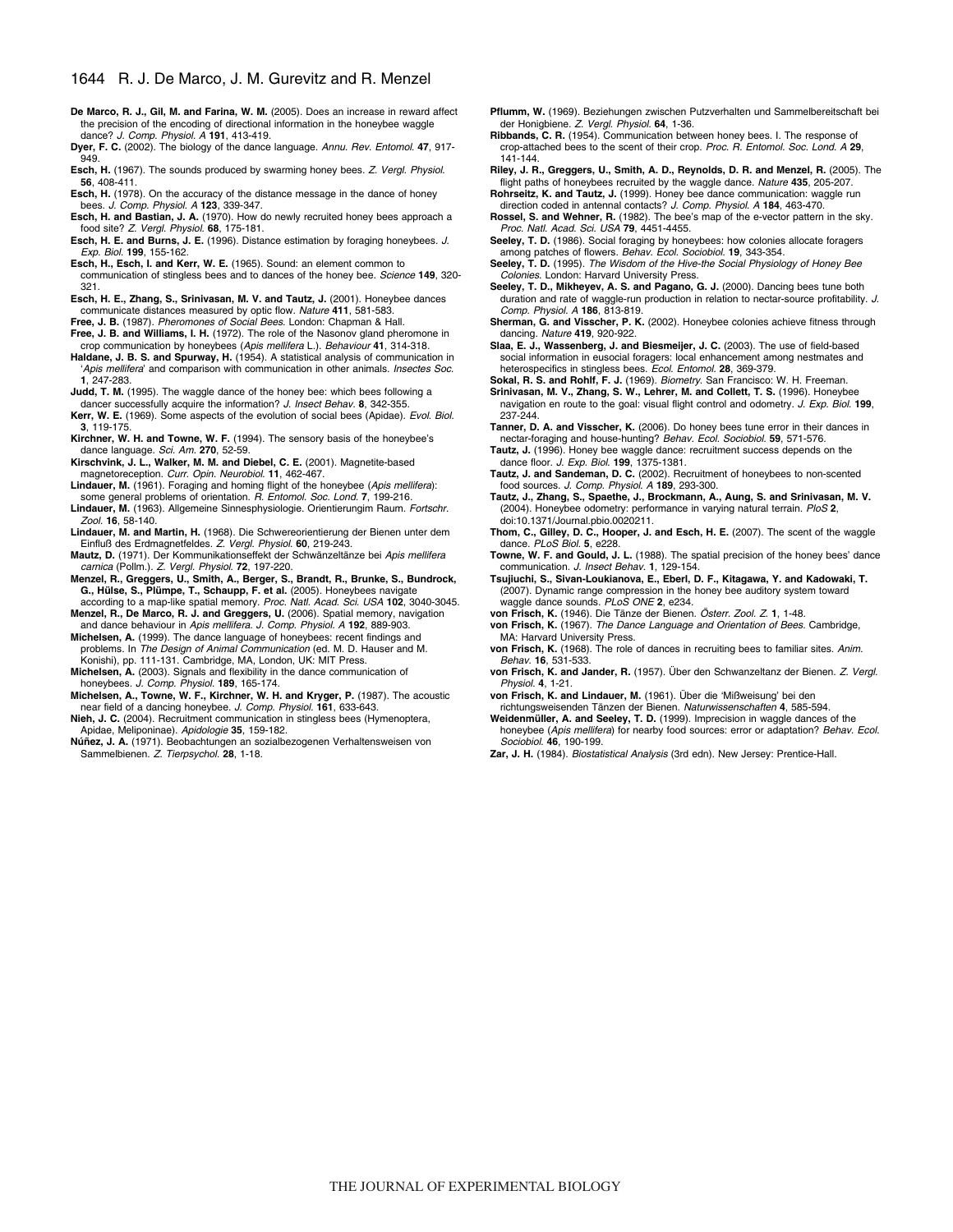**De Marco, R. J., Gil, M. and Farina, W. M.** (2005). Does an increase in reward affect the precision of the encoding of directional information in the honeybee waggle dance? *J. Comp. Physiol. A* **191**, 413-419.

**Dyer, F. C.** (2002). The biology of the dance language. *Annu. Rev. Entomol.* **47**, 917-949.

**Esch, H.** (1967). The sounds produced by swarming honey bees. *Z. Vergl. Physiol.* **56**, 408-411.

**Esch, H.** (1978). On the accuracy of the distance message in the dance of honey bees. *J. Comp. Physiol. A* **123**, 339-347.

**Esch, H. and Bastian, J. A.** (1970). How do newly recruited honey bees approach a food site? *Z. Vergl. Physiol.* **68**, 175-181.

**Esch, H. E. and Burns, J. E.** (1996). Distance estimation by foraging honeybees. *J. Exp. Biol.* **199**, 155-162.

**Esch, H., Esch, I. and Kerr, W. E.** (1965). Sound: an element common to communication of stingless bees and to dances of the honey bee. *Science* **149**, 320-321.

**Esch, H. E., Zhang, S., Srinivasan, M. V. and Tautz, J.** (2001). Honeybee dances communicate distances measured by optic flow. *Nature* **411**, 581-583.

**Free, J. B.** (1987). *Pheromones of Social Bees*. London: Chapman & Hall.

**Free, J. B. and Williams, I. H.** (1972). The role of the Nasonov gland pheromone in crop communication by honeybees (*Apis mellifera* L.). *Behaviour* **41**, 314-318.

**Haldane, J. B. S. and Spurway, H.** (1954). A statistical analysis of communication in '*Apis mellifera*' and comparison with communication in other animals. *Insectes Soc.* **1**, 247-283.

**Judd, T. M.** (1995). The waggle dance of the honey bee: which bees following a dancer successfully acquire the information? *J. Insect Behav.* **8**, 342-355.

**Kerr, W. E.** (1969). Some aspects of the evolution of social bees (Apidae). *Evol. Biol.* **3**, 119-175.

**Kirchner, W. H. and Towne, W. F.** (1994). The sensory basis of the honeybee's dance language. *Sci. Am.* **270**, 52-59.

**Kirschvink, J. L., Walker, M. M. and Diebel, C. E.** (2001). Magnetite-based magnetoreception. *Curr. Opin. Neurobiol.* **11**, 462-467.

**Lindauer, M.** (1961). Foraging and homing flight of the honeybee (*Apis mellifera*): some general problems of orientation. *R. Entomol. Soc. Lond.* **7**, 199-216.

**Lindauer, M.** (1963). Allgemeine Sinnesphysiologie. Orientierungim Raum. *Fortschr. Zool.* **16**, 58-140.

**Lindauer, M. and Martin, H.** (1968). Die Schwereorientierung der Bienen unter dem Einfluß des Erdmagnetfeldes. *Z. Vergl. Physiol.* **60**, 219-243.

**Mautz, D.** (1971). Der Kommunikationseffekt der Schwänzeltänze bei *Apis mellifera carnica* (Pollm.). *Z. Vergl. Physiol.* **72**, 197-220.

**Menzel, R., Greggers, U., Smith, A., Berger, S., Brandt, R., Brunke, S., Bundrock, G., Hülse, S., Plümpe, T., Schaupp, F. et al.** (2005). Honeybees navigate according to a map-like spatial memory. *Proc. Natl. Acad. Sci. USA* **102**, 3040-3045.

**Menzel, R., De Marco, R. J. and Greggers, U.** (2006). Spatial memory, navigation and dance behaviour in *Apis mellifera*. *J. Comp. Physiol. A* **192**, 889-903.

**Michelsen, A.** (1999). The dance language of honeybees: recent findings and problems. In *The Design of Animal Communication* (ed. M. D. Hauser and M. Konishi), pp. 111-131. Cambridge, MA, London, UK: MIT Press.

**Michelsen, A.** (2003). Signals and flexibility in the dance communication of honeybees. *J. Comp. Physiol.* **189**, 165-174.

**Michelsen, A., Towne, W. F., Kirchner, W. H. and Kryger, P.** (1987). The acoustic near field of a dancing honeybee. *J. Comp. Physiol.* **161**, 633-643.

**Nieh, J. C.** (2004). Recruitment communication in stingless bees (Hymenoptera, Apidae, Meliponinae). *Apidologie* **35**, 159-182.

**Núñez, J. A.** (1971). Beobachtungen an sozialbezogenen Verhaltensweisen von Sammelbienen. *Z. Tierpsychol.* **28**, 1-18.

**Pflumm, W.** (1969). Beziehungen zwischen Putzverhalten und Sammelbereitschaft bei der Honigbiene. *Z. Vergl. Physiol.* **64**, 1-36.

**Ribbands, C. R.** (1954). Communication between honey bees. I. The response of crop-attached bees to the scent of their crop. *Proc. R. Entomol. Soc. Lond. A* **29**, 141-144.

**Riley, J. R., Greggers, U., Smith, A. D., Reynolds, D. R. and Menzel, R.** (2005). The flight paths of honeybees recruited by the waggle dance. *Nature* **435**, 205-207.

**Rohrseitz, K. and Tautz, J.** (1999). Honey bee dance communication: waggle run direction coded in antennal contacts? *J. Comp. Physiol. A* **184**, 463-470.

**Rossel, S. and Wehner, R.** (1982). The bee's map of the e-vector pattern in the sky. *Proc. Natl. Acad. Sci. USA* **79**, 4451-4455.

**Seeley, T. D.** (1986). Social foraging by honeybees: how colonies allocate foragers among patches of flowers. *Behav. Ecol. Sociobiol.* **19**, 343-354.

**Seeley, T. D.** (1995). *The Wisdom of the Hive-the Social Physiology of Honey Bee Colonies*. London: Harvard University Press.

**Seeley, T. D., Mikheyev, A. S. and Pagano, G. J.** (2000). Dancing bees tune both duration and rate of waggle-run production in relation to nectar-source profitability. *J. Comp. Physiol. A* **186**, 813-819.

**Sherman, G. and Visscher, P. K.** (2002). Honeybee colonies achieve fitness through dancing. *Nature* **419**, 920-922.

**Slaa, E. J., Wassenberg, J. and Biesmeijer, J. C.** (2003). The use of field-based social information in eusocial foragers: local enhancement among nestmates and heterospecifics in stingless bees. *Ecol. Entomol.* **28**, 369-379.

**Sokal, R. S. and Rohlf, F. J.** (1969). *Biometry*. San Francisco: W. H. Freeman.

**Srinivasan, M. V., Zhang, S. W., Lehrer, M. and Collett, T. S.** (1996). Honeybee navigation en route to the goal: visual flight control and odometry. *J. Exp. Biol.* **199**, 237-244.

**Tanner, D. A. and Visscher, K.** (2006). Do honey bees tune error in their dances in nectar-foraging and house-hunting? *Behav. Ecol. Sociobiol.* **59**, 571-576.

**Tautz, J.** (1996). Honey bee waggle dance: recruitment success depends on the dance floor. *J. Exp. Biol.* **199**, 1375-1381.

**Tautz, J. and Sandeman, D. C.** (2002). Recruitment of honeybees to non-scented food sources. *J. Comp. Physiol. A* **189**, 293-300.

**Tautz, J., Zhang, S., Spaethe, J., Brockmann, A., Aung, S. and Srinivasan, M. V.** (2004). Honeybee odometry: performance in varying natural terrain. *PloS* **2**, doi:10.1371/Journal.pbio.0020211.

**Thom, C., Gilley, D. C., Hooper, J. and Esch, H. E.** (2007). The scent of the waggle dance. *PLoS Biol.* **5**, e228.

**Towne, W. F. and Gould, J. L.** (1988). The spatial precision of the honey bees' dance communication. *J. Insect Behav.* **1**, 129-154.

**Tsujiuchi, S., Sivan-Loukianova, E., Eberl, D. F., Kitagawa, Y. and Kadowaki, T.** (2007). Dynamic range compression in the honey bee auditory system toward waggle dance sounds. *PLoS ONE* **2**, e234.

**von Frisch, K.** (1946). Die Tänze der Bienen. *Österr. Zool. Z.* **1**, 1-48.

**von Frisch, K.** (1967). *The Dance Language and Orientation of Bees*. Cambridge, MA: Harvard University Press.

**von Frisch, K.** (1968). The role of dances in recruiting bees to familiar sites. *Anim. Behav.* **16**, 531-533.

**von Frisch, K. and Jander, R.** (1957). Über den Schwanzeltanz der Bienen. *Z. Vergl. Physiol.* **4**, 1-21.

**von Frisch, K. and Lindauer, M.** (1961). Über die 'Mißweisung' bei den richtungsweisenden Tänzen der Bienen. *Naturwissenschaften* **4**, 585-594.

**Weidenmüller, A. and Seeley, T. D.** (1999). Imprecision in waggle dances of the honeybee (*Apis mellifera*) for nearby food sources: error or adaptation? *Behav. Ecol. Sociobiol.* **46**, 190-199.

**Zar, J. H.** (1984). *Biostatistical Analysis* (3rd edn). New Jersey: Prentice-Hall.